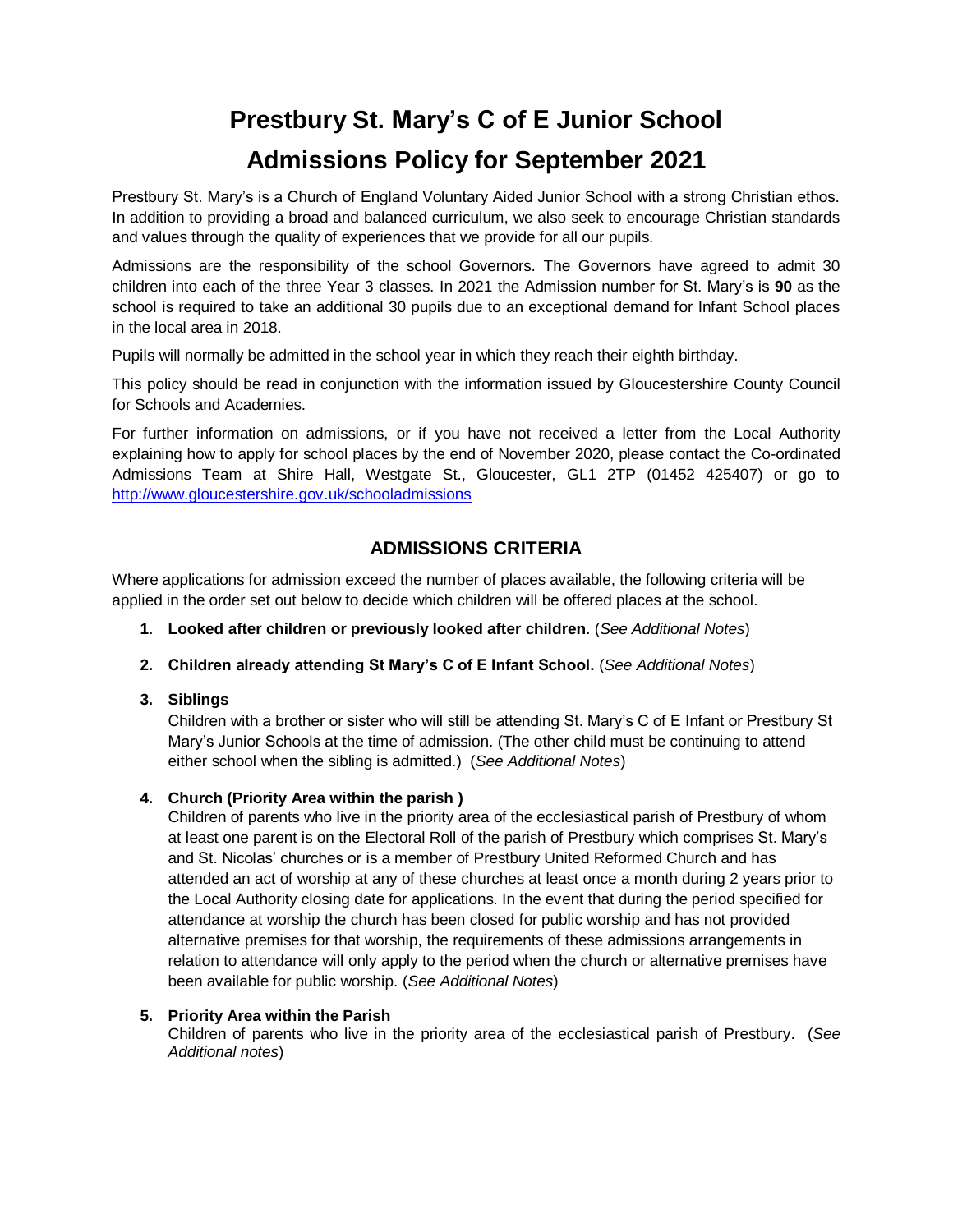# Prestbury St. Mary's C of E Junior School

# Admissions Policy for September 2021

Prestbury St. Mary's is a Church of England Voluntary Aided Junior School with a strong Christian ethos. In addition to providing a broad and balanced curriculum, we also seek to encourage Christian standards and values through the quality of experiences that we provide for all our pupils.

Admissions are the responsibility of the school Governors. The Governors have agreed to admit 30 children into each of the three Year 3 classes. In 2021 the Admission number for St. Mary's is **90** as the school is required to take an additional 30 pupils due to an exceptional demand for Infant School places in the local area in 2018.

Pupils will normally be admitted in the school year in which they reach their eighth birthday.

This policy should be read in conjunction with the information issued by Gloucestershire County Council for Schools and Academies.

For further information on admissions, or if you have not received a letter from the Local Authority explaining how to apply for school places by the end of November 2020, please contact the Co-ordinated Admissions Team at Shire Hall, Westgate St., Gloucester, GL1 2TP (01452 425407) or go to http://www.gloucestershire.gov.uk/schooladmissions

## ADMISSIONS CRITERIA

Where applications for admission exceed the number of places available, the following criteria will be applied in the order set out below to decide which children will be offered places at the school.

1. **Looked after children or previously looked after children.** (*See Additional Notes*)

2. **Children already attending St Mary's C of E Infant School.** (*See Additional Notes*)

3. **Siblings**
   Children with a brother or sister who will still be attending St. Mary's C of E Infant or Prestbury St Mary's Junior Schools at the time of admission. (The other child must be continuing to attend either school when the sibling is admitted.) (*See Additional Notes*)

4. **Church (Priority Area within the parish )**
   Children of parents who live in the priority area of the ecclesiastical parish of Prestbury of whom at least one parent is on the Electoral Roll of the parish of Prestbury which comprises St. Mary's and St. Nicolas' churches or is a member of Prestbury United Reformed Church and has attended an act of worship at any of these churches at least once a month during 2 years prior to the Local Authority closing date for applications. In the event that during the period specified for attendance at worship the church has been closed for public worship and has not provided alternative premises for that worship, the requirements of these admissions arrangements in relation to attendance will only apply to the period when the church or alternative premises have been available for public worship. (*See Additional Notes*)

5. **Priority Area within the Parish**
   Children of parents who live in the priority area of the ecclesiastical parish of Prestbury. (*See Additional notes*)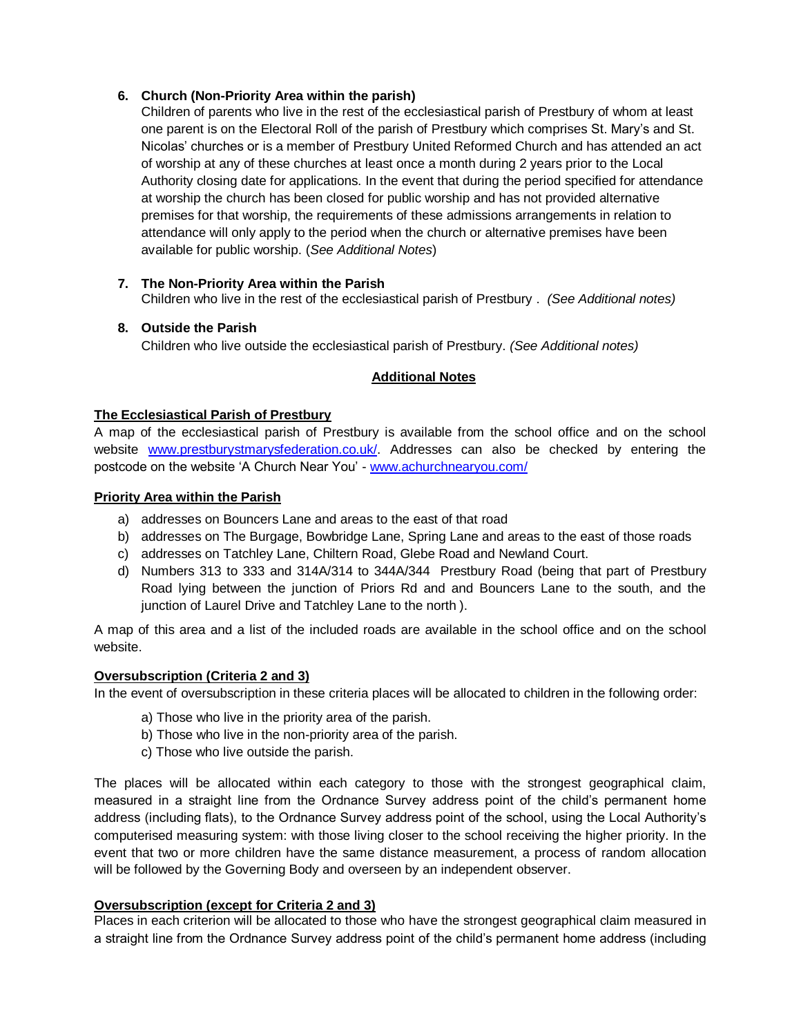6. **Church (Non-Priority Area within the parish)**
   Children of parents who live in the rest of the ecclesiastical parish of Prestbury of whom at least one parent is on the Electoral Roll of the parish of Prestbury which comprises St. Mary's and St. Nicolas' churches or is a member of Prestbury United Reformed Church and has attended an act of worship at any of these churches at least once a month during 2 years prior to the Local Authority closing date for applications. In the event that during the period specified for attendance at worship the church has been closed for public worship and has not provided alternative premises for that worship, the requirements of these admissions arrangements in relation to attendance will only apply to the period when the church or alternative premises have been available for public worship. (*See Additional Notes*)

7. **The Non-Priority Area within the Parish**
   Children who live in the rest of the ecclesiastical parish of Prestbury . *(See Additional notes)*

8. **Outside the Parish**
   Children who live outside the ecclesiastical parish of Prestbury. *(See Additional notes)*

## Additional Notes

**The Ecclesiastical Parish of Prestbury**

A map of the ecclesiastical parish of Prestbury is available from the school office and on the school website [www.prestburystmarysfederation.co.uk/](www.prestburystmarysfederation.co.uk/). Addresses can also be checked by entering the postcode on the website 'A Church Near You' - [www.achurchnearyou.com/](www.achurchnearyou.com/)

**Priority Area within the Parish**

a) addresses on Bouncers Lane and areas to the east of that road
b) addresses on The Burgage, Bowbridge Lane, Spring Lane and areas to the east of those roads
c) addresses on Tatchley Lane, Chiltern Road, Glebe Road and Newland Court.
d) Numbers 313 to 333 and 314A/314 to 344A/344 Prestbury Road (being that part of Prestbury Road lying between the junction of Priors Rd and and Bouncers Lane to the south, and the junction of Laurel Drive and Tatchley Lane to the north ).

A map of this area and a list of the included roads are available in the school office and on the school website.

**Oversubscription (Criteria 2 and 3)**

In the event of oversubscription in these criteria places will be allocated to children in the following order:

a) Those who live in the priority area of the parish.
b) Those who live in the non-priority area of the parish.
c) Those who live outside the parish.

The places will be allocated within each category to those with the strongest geographical claim, measured in a straight line from the Ordnance Survey address point of the child's permanent home address (including flats), to the Ordnance Survey address point of the school, using the Local Authority's computerised measuring system: with those living closer to the school receiving the higher priority. In the event that two or more children have the same distance measurement, a process of random allocation will be followed by the Governing Body and overseen by an independent observer.

**Oversubscription (except for Criteria 2 and 3)**

Places in each criterion will be allocated to those who have the strongest geographical claim measured in a straight line from the Ordnance Survey address point of the child's permanent home address (including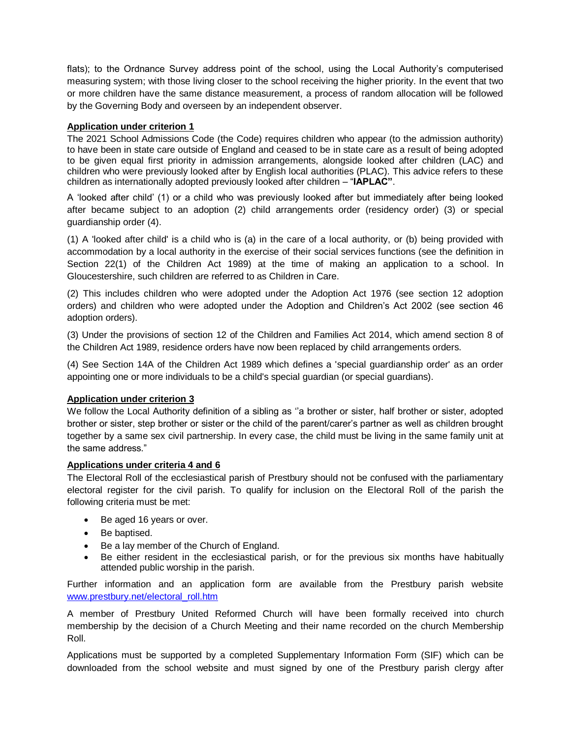flats); to the Ordnance Survey address point of the school, using the Local Authority's computerised measuring system; with those living closer to the school receiving the higher priority. In the event that two or more children have the same distance measurement, a process of random allocation will be followed by the Governing Body and overseen by an independent observer.

**Application under criterion 1**

The 2021 School Admissions Code (the Code) requires children who appear (to the admission authority) to have been in state care outside of England and ceased to be in state care as a result of being adopted to be given equal first priority in admission arrangements, alongside looked after children (LAC) and children who were previously looked after by English local authorities (PLAC). This advice refers to these children as internationally adopted previously looked after children – "**IAPLAC"**.

A 'looked after child' (1) or a child who was previously looked after but immediately after being looked after became subject to an adoption (2) child arrangements order (residency order) (3) or special guardianship order (4).

(1) A 'looked after child' is a child who is (a) in the care of a local authority, or (b) being provided with accommodation by a local authority in the exercise of their social services functions (see the definition in Section 22(1) of the Children Act 1989) at the time of making an application to a school. In Gloucestershire, such children are referred to as Children in Care.

(2) This includes children who were adopted under the Adoption Act 1976 (see section 12 adoption orders) and children who were adopted under the Adoption and Children's Act 2002 (see section 46 adoption orders).

(3) Under the provisions of section 12 of the Children and Families Act 2014, which amend section 8 of the Children Act 1989, residence orders have now been replaced by child arrangements orders.

(4) See Section 14A of the Children Act 1989 which defines a 'special guardianship order' as an order appointing one or more individuals to be a child's special guardian (or special guardians).

**Application under criterion 3**

We follow the Local Authority definition of a sibling as ''a brother or sister, half brother or sister, adopted brother or sister, step brother or sister or the child of the parent/carer's partner as well as children brought together by a same sex civil partnership. In every case, the child must be living in the same family unit at the same address."

**Applications under criteria 4 and 6**

The Electoral Roll of the ecclesiastical parish of Prestbury should not be confused with the parliamentary electoral register for the civil parish. To qualify for inclusion on the Electoral Roll of the parish the following criteria must be met:

- Be aged 16 years or over.
- Be baptised.
- Be a lay member of the Church of England.
- Be either resident in the ecclesiastical parish, or for the previous six months have habitually attended public worship in the parish.

Further information and an application form are available from the Prestbury parish website [www.prestbury.net/electoral_roll.htm](www.prestbury.net/electoral_roll.htm)

A member of Prestbury United Reformed Church will have been formally received into church membership by the decision of a Church Meeting and their name recorded on the church Membership Roll.

Applications must be supported by a completed Supplementary Information Form (SIF) which can be downloaded from the school website and must signed by one of the Prestbury parish clergy after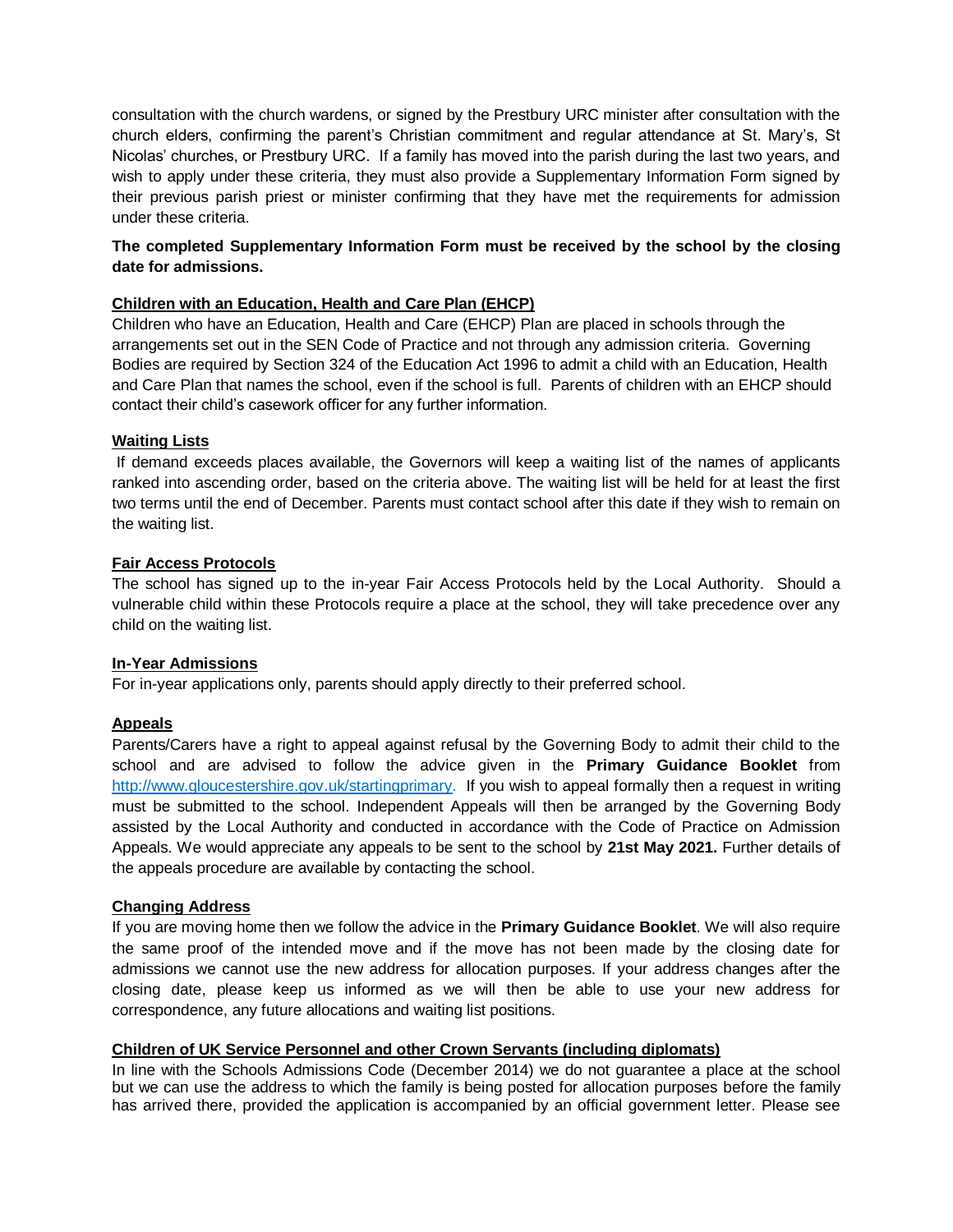consultation with the church wardens, or signed by the Prestbury URC minister after consultation with the church elders, confirming the parent's Christian commitment and regular attendance at St. Mary's, St Nicolas' churches, or Prestbury URC. If a family has moved into the parish during the last two years, and wish to apply under these criteria, they must also provide a Supplementary Information Form signed by their previous parish priest or minister confirming that they have met the requirements for admission under these criteria.

**The completed Supplementary Information Form must be received by the school by the closing date for admissions.**

## Children with an Education, Health and Care Plan (EHCP)

Children who have an Education, Health and Care (EHCP) Plan are placed in schools through the arrangements set out in the SEN Code of Practice and not through any admission criteria. Governing Bodies are required by Section 324 of the Education Act 1996 to admit a child with an Education, Health and Care Plan that names the school, even if the school is full. Parents of children with an EHCP should contact their child's casework officer for any further information.

## Waiting Lists

If demand exceeds places available, the Governors will keep a waiting list of the names of applicants ranked into ascending order, based on the criteria above. The waiting list will be held for at least the first two terms until the end of December. Parents must contact school after this date if they wish to remain on the waiting list.

## Fair Access Protocols

The school has signed up to the in-year Fair Access Protocols held by the Local Authority. Should a vulnerable child within these Protocols require a place at the school, they will take precedence over any child on the waiting list.

## In-Year Admissions

For in-year applications only, parents should apply directly to their preferred school.

## Appeals

Parents/Carers have a right to appeal against refusal by the Governing Body to admit their child to the school and are advised to follow the advice given in the **Primary Guidance Booklet** from http://www.gloucestershire.gov.uk/startingprimary. If you wish to appeal formally then a request in writing must be submitted to the school. Independent Appeals will then be arranged by the Governing Body assisted by the Local Authority and conducted in accordance with the Code of Practice on Admission Appeals. We would appreciate any appeals to be sent to the school by **21st May 2021.** Further details of the appeals procedure are available by contacting the school.

## Changing Address

If you are moving home then we follow the advice in the **Primary Guidance Booklet**. We will also require the same proof of the intended move and if the move has not been made by the closing date for admissions we cannot use the new address for allocation purposes. If your address changes after the closing date, please keep us informed as we will then be able to use your new address for correspondence, any future allocations and waiting list positions.

## Children of UK Service Personnel and other Crown Servants (including diplomats)

In line with the Schools Admissions Code (December 2014) we do not guarantee a place at the school but we can use the address to which the family is being posted for allocation purposes before the family has arrived there, provided the application is accompanied by an official government letter. Please see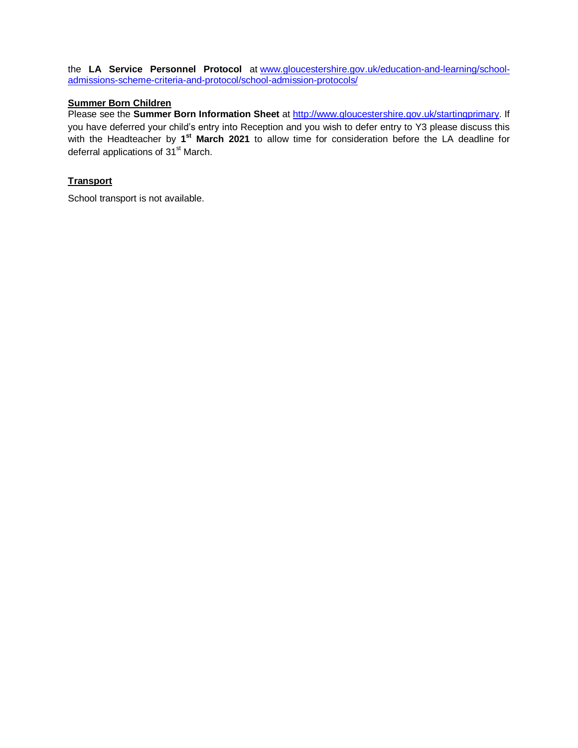the **LA Service Personnel Protocol** at [www.gloucestershire.gov.uk/education-and-learning/school-admissions-scheme-criteria-and-protocol/school-admission-protocols/](www.gloucestershire.gov.uk/education-and-learning/school-admissions-scheme-criteria-and-protocol/school-admission-protocols/)

**Summer Born Children**

Please see the **Summer Born Information Sheet** at [http://www.gloucestershire.gov.uk/startingprimary](http://www.gloucestershire.gov.uk/startingprimary). If you have deferred your child's entry into Reception and you wish to defer entry to Y3 please discuss this with the Headteacher by **1st March 2021** to allow time for consideration before the LA deadline for deferral applications of 31st March.

**Transport**

School transport is not available.